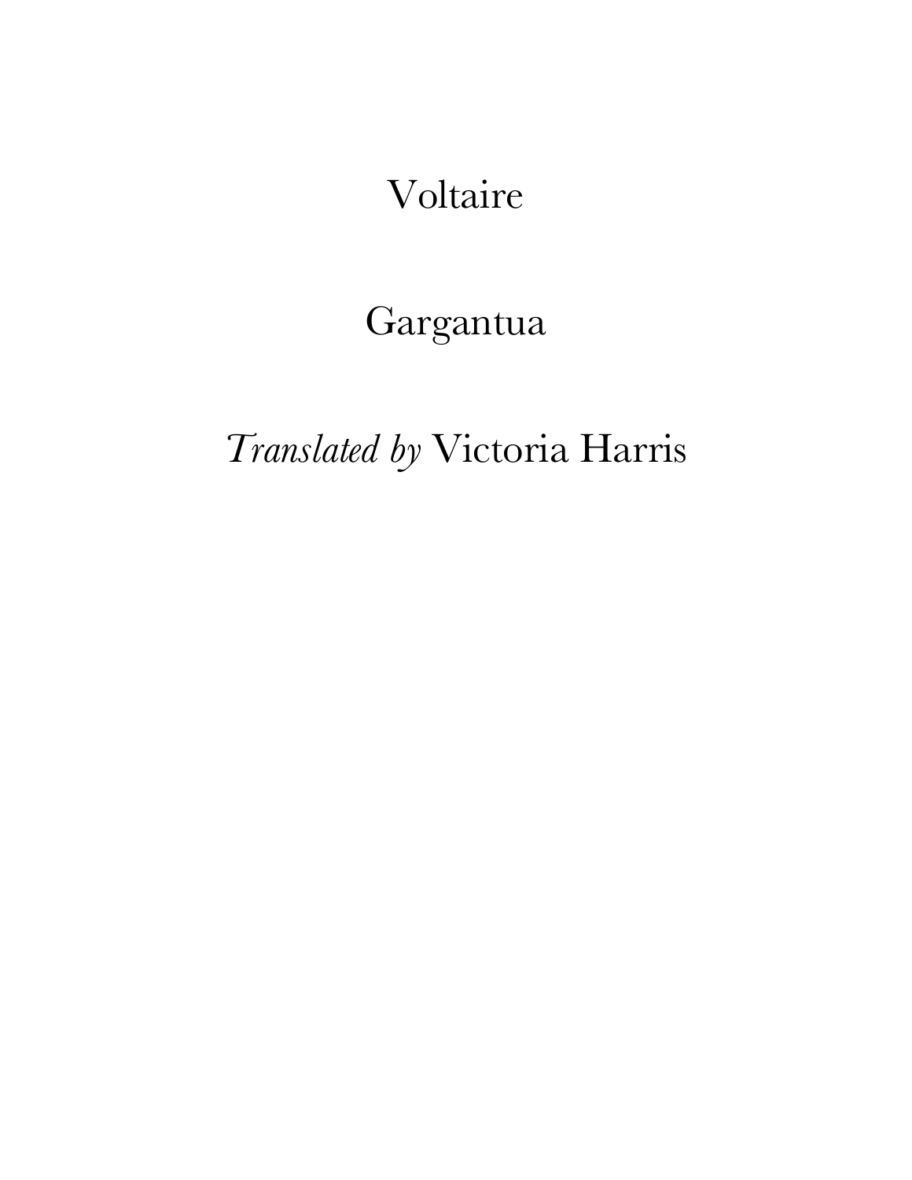Voltaire

# Gargantua

*Translated by* Victoria Harris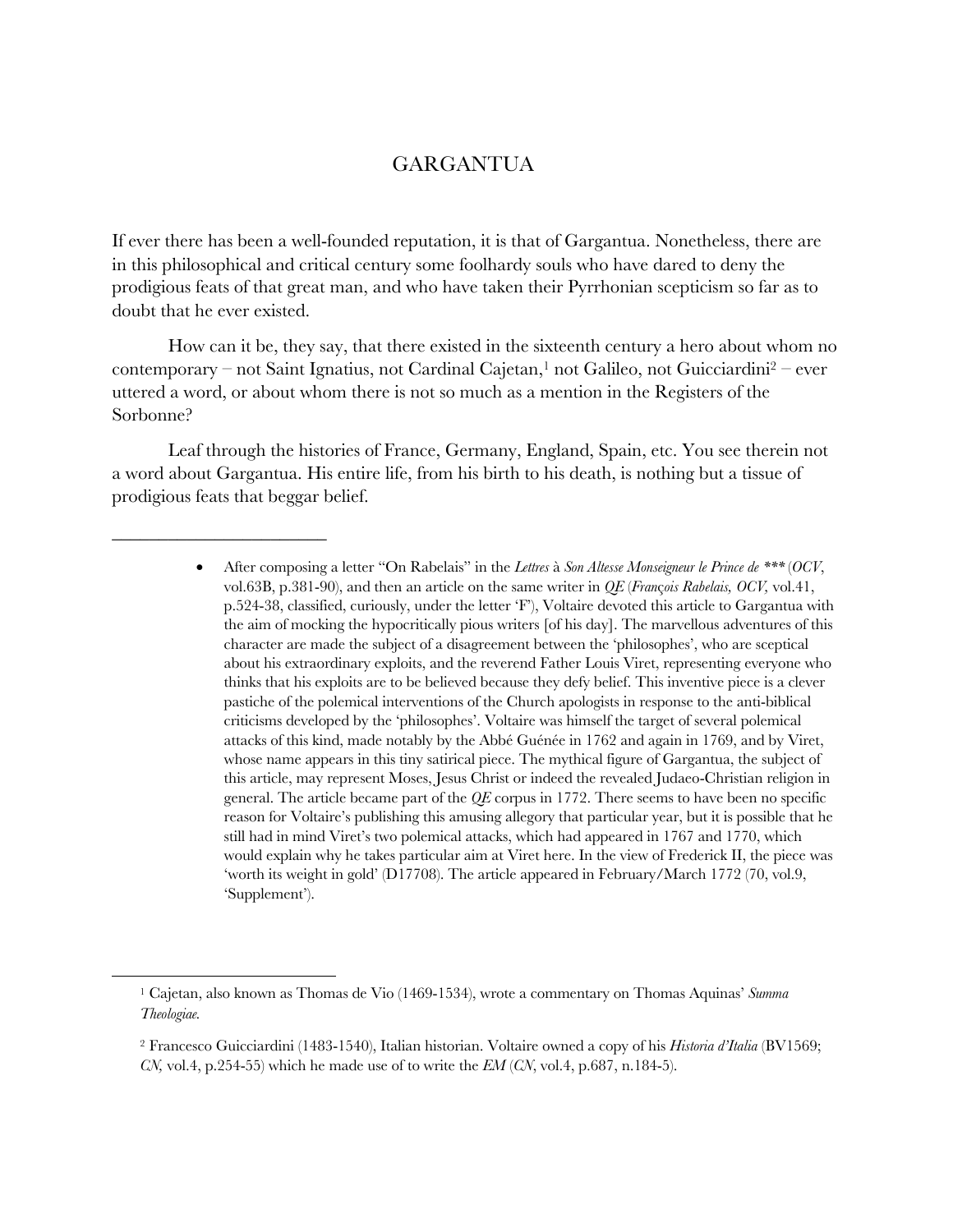# GARGANTUA

If ever there has been a well-founded reputation, it is that of Gargantua. Nonetheless, there are in this philosophical and critical century some foolhardy souls who have dared to deny the prodigious feats of that great man, and who have taken their Pyrrhonian scepticism so far as to doubt that he ever existed.

How can it be, they say, that there existed in the sixteenth century a hero about whom no contemporary – not Saint Ignatius, not Cardinal Cajetan,[1] not Galileo, not Guicciardini[2] – ever uttered a word, or about whom there is not so much as a mention in the Registers of the Sorbonne?

Leaf through the histories of France, Germany, England, Spain, etc. You see therein not a word about Gargantua. His entire life, from his birth to his death, is nothing but a tissue of prodigious feats that beggar belief.

---

- After composing a letter "On Rabelais" in the *Lettres à Son Altesse Monseigneur le Prince de \*\*\** (*OCV*, vol.63B, p.381-90), and then an article on the same writer in *QE* (*François Rabelais, OCV*, vol.41, p.524-38, classified, curiously, under the letter 'F'), Voltaire devoted this article to Gargantua with the aim of mocking the hypocritically pious writers [of his day]. The marvellous adventures of this character are made the subject of a disagreement between the 'philosophes', who are sceptical about his extraordinary exploits, and the reverend Father Louis Viret, representing everyone who thinks that his exploits are to be believed because they defy belief. This inventive piece is a clever pastiche of the polemical interventions of the Church apologists in response to the anti-biblical criticisms developed by the 'philosophes'. Voltaire was himself the target of several polemical attacks of this kind, made notably by the Abbé Guénée in 1762 and again in 1769, and by Viret, whose name appears in this tiny satirical piece. The mythical figure of Gargantua, the subject of this article, may represent Moses, Jesus Christ or indeed the revealed Judaeo-Christian religion in general. The article became part of the *QE* corpus in 1772. There seems to have been no specific reason for Voltaire's publishing this amusing allegory that particular year, but it is possible that he still had in mind Viret's two polemical attacks, which had appeared in 1767 and 1770, which would explain why he takes particular aim at Viret here. In the view of Frederick II, the piece was 'worth its weight in gold' (D17708). The article appeared in February/March 1772 (70, vol.9, 'Supplement').

---

[1] Cajetan, also known as Thomas de Vio (1469-1534), wrote a commentary on Thomas Aquinas' *Summa Theologiae.*

[2] Francesco Guicciardini (1483-1540), Italian historian. Voltaire owned a copy of his *Historia d'Italia* (BV1569; *CN*, vol.4, p.254-55) which he made use of to write the *EM* (*CN*, vol.4, p.687, n.184-5).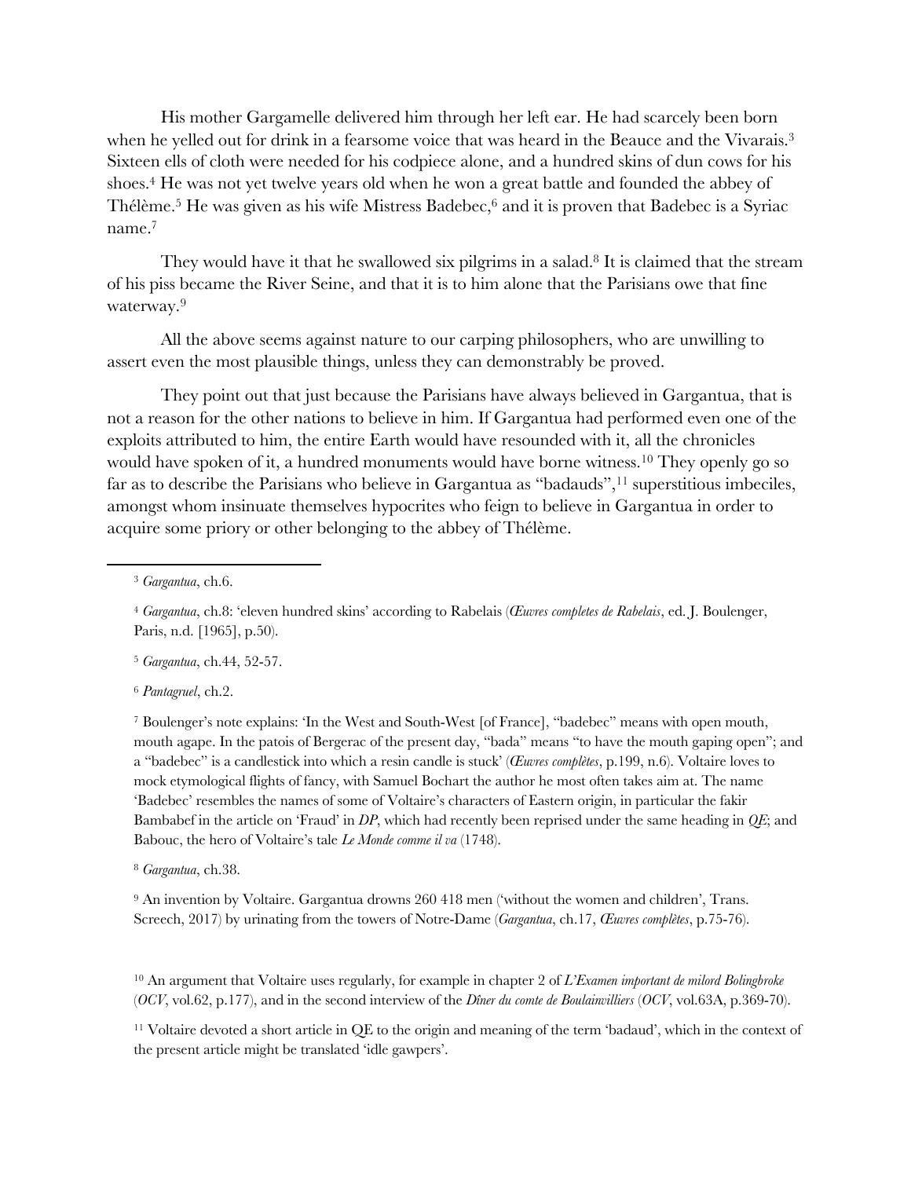His mother Gargamelle delivered him through her left ear. He had scarcely been born when he yelled out for drink in a fearsome voice that was heard in the Beauce and the Vivarais.[3] Sixteen ells of cloth were needed for his codpiece alone, and a hundred skins of dun cows for his shoes.[4] He was not yet twelve years old when he won a great battle and founded the abbey of Thélème.[5] He was given as his wife Mistress Badebec,[6] and it is proven that Badebec is a Syriac name.[7]

They would have it that he swallowed six pilgrims in a salad.[8] It is claimed that the stream of his piss became the River Seine, and that it is to him alone that the Parisians owe that fine waterway.[9]

All the above seems against nature to our carping philosophers, who are unwilling to assert even the most plausible things, unless they can demonstrably be proved.

They point out that just because the Parisians have always believed in Gargantua, that is not a reason for the other nations to believe in him. If Gargantua had performed even one of the exploits attributed to him, the entire Earth would have resounded with it, all the chronicles would have spoken of it, a hundred monuments would have borne witness.[10] They openly go so far as to describe the Parisians who believe in Gargantua as "badauds",[11] superstitious imbeciles, amongst whom insinuate themselves hypocrites who feign to believe in Gargantua in order to acquire some priory or other belonging to the abbey of Thélème.

---

[3] *Gargantua*, ch.6.

[4] *Gargantua*, ch.8: 'eleven hundred skins' according to Rabelais (*Œuvres completes de Rabelais*, ed. J. Boulenger, Paris, n.d. [1965], p.50).

[5] *Gargantua*, ch.44, 52-57.

[6] *Pantagruel*, ch.2.

[7] Boulenger's note explains: 'In the West and South-West [of France], "badebec" means with open mouth, mouth agape. In the patois of Bergerac of the present day, "bada" means "to have the mouth gaping open"; and a "badebec" is a candlestick into which a resin candle is stuck' (*Œuvres complètes*, p.199, n.6). Voltaire loves to mock etymological flights of fancy, with Samuel Bochart the author he most often takes aim at. The name 'Badebec' resembles the names of some of Voltaire's characters of Eastern origin, in particular the fakir Bambabef in the article on 'Fraud' in *DP*, which had recently been reprised under the same heading in *QE*; and Babouc, the hero of Voltaire's tale *Le Monde comme il va* (1748).

[8] *Gargantua*, ch.38.

[9] An invention by Voltaire. Gargantua drowns 260 418 men ('without the women and children', Trans. Screech, 2017) by urinating from the towers of Notre-Dame (*Gargantua*, ch.17, *Œuvres complètes*, p.75-76).

[10] An argument that Voltaire uses regularly, for example in chapter 2 of *L'Examen important de milord Bolingbroke* (*OCV*, vol.62, p.177), and in the second interview of the *Dîner du comte de Boulainvilliers* (*OCV*, vol.63A, p.369-70).

[11] Voltaire devoted a short article in QE to the origin and meaning of the term 'badaud', which in the context of the present article might be translated 'idle gawpers'.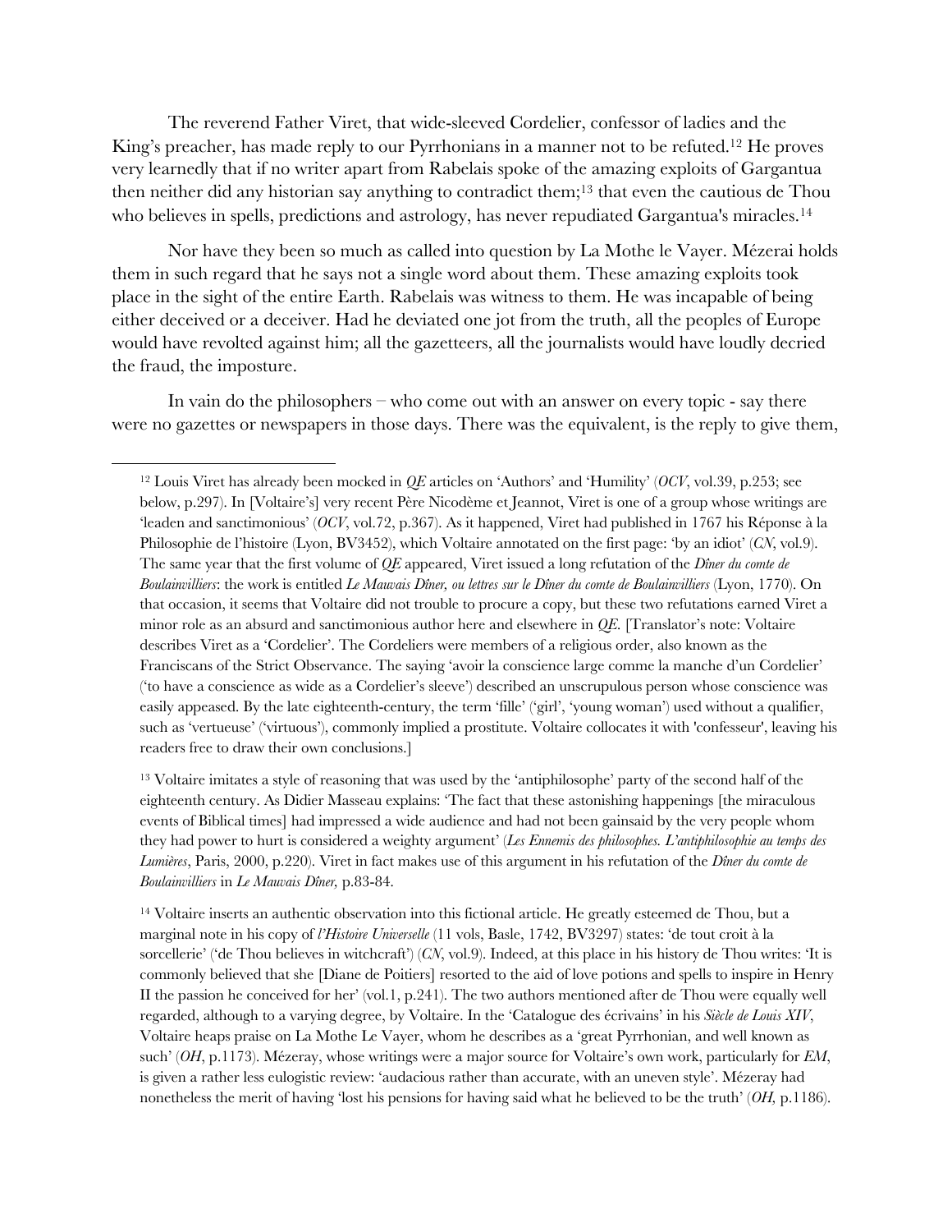The reverend Father Viret, that wide-sleeved Cordelier, confessor of ladies and the King's preacher, has made reply to our Pyrrhonians in a manner not to be refuted.[12] He proves very learnedly that if no writer apart from Rabelais spoke of the amazing exploits of Gargantua then neither did any historian say anything to contradict them;[13] that even the cautious de Thou who believes in spells, predictions and astrology, has never repudiated Gargantua's miracles.[14]

Nor have they been so much as called into question by La Mothe le Vayer. Mézerai holds them in such regard that he says not a single word about them. These amazing exploits took place in the sight of the entire Earth. Rabelais was witness to them. He was incapable of being either deceived or a deceiver. Had he deviated one jot from the truth, all the peoples of Europe would have revolted against him; all the gazetteers, all the journalists would have loudly decried the fraud, the imposture.

In vain do the philosophers – who come out with an answer on every topic - say there were no gazettes or newspapers in those days. There was the equivalent, is the reply to give them,

---

[12] Louis Viret has already been mocked in *QE* articles on 'Authors' and 'Humility' (*OCV*, vol.39, p.253; see below, p.297). In [Voltaire's] very recent Père Nicodème et Jeannot, Viret is one of a group whose writings are 'leaden and sanctimonious' (*OCV*, vol.72, p.367). As it happened, Viret had published in 1767 his Réponse à la Philosophie de l'histoire (Lyon, BV3452), which Voltaire annotated on the first page: 'by an idiot' (*CN*, vol.9). The same year that the first volume of *QE* appeared, Viret issued a long refutation of the *Dîner du comte de Boulainvilliers*: the work is entitled *Le Mauvais Dîner, ou lettres sur le Dîner du comte de Boulainvilliers* (Lyon, 1770). On that occasion, it seems that Voltaire did not trouble to procure a copy, but these two refutations earned Viret a minor role as an absurd and sanctimonious author here and elsewhere in *QE*. [Translator's note: Voltaire describes Viret as a 'Cordelier'. The Cordeliers were members of a religious order, also known as the Franciscans of the Strict Observance. The saying 'avoir la conscience large comme la manche d'un Cordelier' ('to have a conscience as wide as a Cordelier's sleeve') described an unscrupulous person whose conscience was easily appeased. By the late eighteenth-century, the term 'fille' ('girl', 'young woman') used without a qualifier, such as 'vertueuse' ('virtuous'), commonly implied a prostitute. Voltaire collocates it with 'confesseur', leaving his readers free to draw their own conclusions.]

[13] Voltaire imitates a style of reasoning that was used by the 'antiphilosophe' party of the second half of the eighteenth century. As Didier Masseau explains: 'The fact that these astonishing happenings [the miraculous events of Biblical times] had impressed a wide audience and had not been gainsaid by the very people whom they had power to hurt is considered a weighty argument' (*Les Ennemis des philosophes. L'antiphilosophie au temps des Lumières*, Paris, 2000, p.220). Viret in fact makes use of this argument in his refutation of the *Dîner du comte de Boulainvilliers* in *Le Mauvais Dîner,* p.83-84.

[14] Voltaire inserts an authentic observation into this fictional article. He greatly esteemed de Thou, but a marginal note in his copy of *l'Histoire Universelle* (11 vols, Basle, 1742, BV3297) states: 'de tout croit à la sorcellerie' ('de Thou believes in witchcraft') (*CN*, vol.9). Indeed, at this place in his history de Thou writes: 'It is commonly believed that she [Diane de Poitiers] resorted to the aid of love potions and spells to inspire in Henry II the passion he conceived for her' (vol.1, p.241). The two authors mentioned after de Thou were equally well regarded, although to a varying degree, by Voltaire. In the 'Catalogue des écrivains' in his *Siècle de Louis XIV*, Voltaire heaps praise on La Mothe Le Vayer, whom he describes as a 'great Pyrrhonian, and well known as such' (*OH*, p.1173). Mézeray, whose writings were a major source for Voltaire's own work, particularly for *EM*, is given a rather less eulogistic review: 'audacious rather than accurate, with an uneven style'. Mézeray had nonetheless the merit of having 'lost his pensions for having said what he believed to be the truth' (*OH*, p.1186).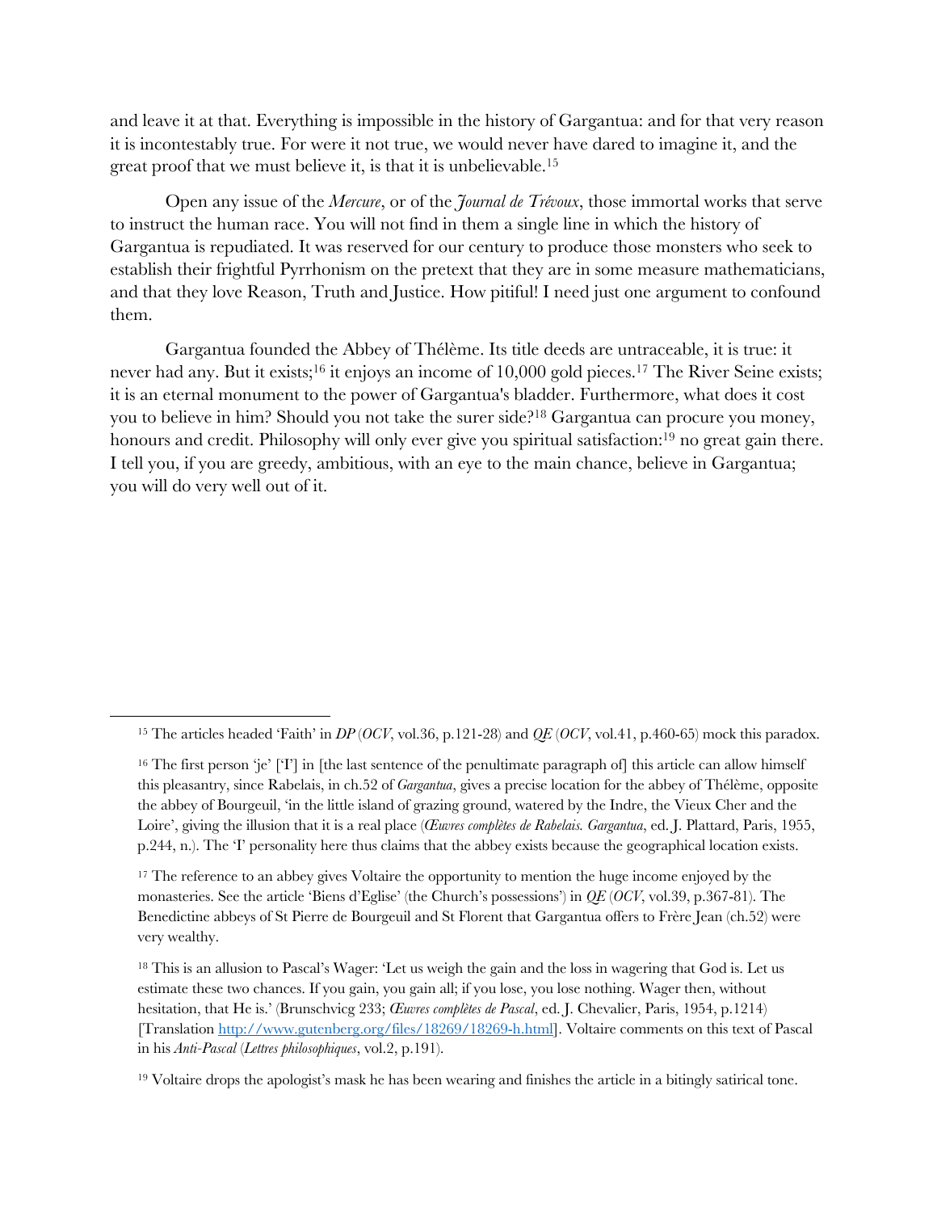and leave it at that. Everything is impossible in the history of Gargantua: and for that very reason it is incontestably true. For were it not true, we would never have dared to imagine it, and the great proof that we must believe it, is that it is unbelievable.[15]

Open any issue of the *Mercure*, or of the *Journal de Trévoux*, those immortal works that serve to instruct the human race. You will not find in them a single line in which the history of Gargantua is repudiated. It was reserved for our century to produce those monsters who seek to establish their frightful Pyrrhonism on the pretext that they are in some measure mathematicians, and that they love Reason, Truth and Justice. How pitiful! I need just one argument to confound them.

Gargantua founded the Abbey of Thélème. Its title deeds are untraceable, it is true: it never had any. But it exists;[16] it enjoys an income of 10,000 gold pieces.[17] The River Seine exists; it is an eternal monument to the power of Gargantua's bladder. Furthermore, what does it cost you to believe in him? Should you not take the surer side?[18] Gargantua can procure you money, honours and credit. Philosophy will only ever give you spiritual satisfaction:[19] no great gain there. I tell you, if you are greedy, ambitious, with an eye to the main chance, believe in Gargantua; you will do very well out of it.

---

[15] The articles headed 'Faith' in *DP* (*OCV*, vol.36, p.121-28) and *QE* (*OCV*, vol.41, p.460-65) mock this paradox.

[16] The first person 'je' ['I'] in [the last sentence of the penultimate paragraph of] this article can allow himself this pleasantry, since Rabelais, in ch.52 of *Gargantua*, gives a precise location for the abbey of Thélème, opposite the abbey of Bourgeuil, 'in the little island of grazing ground, watered by the Indre, the Vieux Cher and the Loire', giving the illusion that it is a real place (*Œuvres complètes de Rabelais. Gargantua*, ed. J. Plattard, Paris, 1955, p.244, n.). The 'I' personality here thus claims that the abbey exists because the geographical location exists.

[17] The reference to an abbey gives Voltaire the opportunity to mention the huge income enjoyed by the monasteries. See the article 'Biens d'Eglise' (the Church's possessions') in *QE* (*OCV*, vol.39, p.367-81). The Benedictine abbeys of St Pierre de Bourgeuil and St Florent that Gargantua offers to Frère Jean (ch.52) were very wealthy.

[18] This is an allusion to Pascal's Wager: 'Let us weigh the gain and the loss in wagering that God is. Let us estimate these two chances. If you gain, you gain all; if you lose, you lose nothing. Wager then, without hesitation, that He is.' (Brunschvicg 233; *Œuvres complètes de Pascal*, ed. J. Chevalier, Paris, 1954, p.1214) [Translation http://www.gutenberg.org/files/18269/18269-h.html]. Voltaire comments on this text of Pascal in his *Anti-Pascal* (*Lettres philosophiques*, vol.2, p.191).

[19] Voltaire drops the apologist's mask he has been wearing and finishes the article in a bitingly satirical tone.